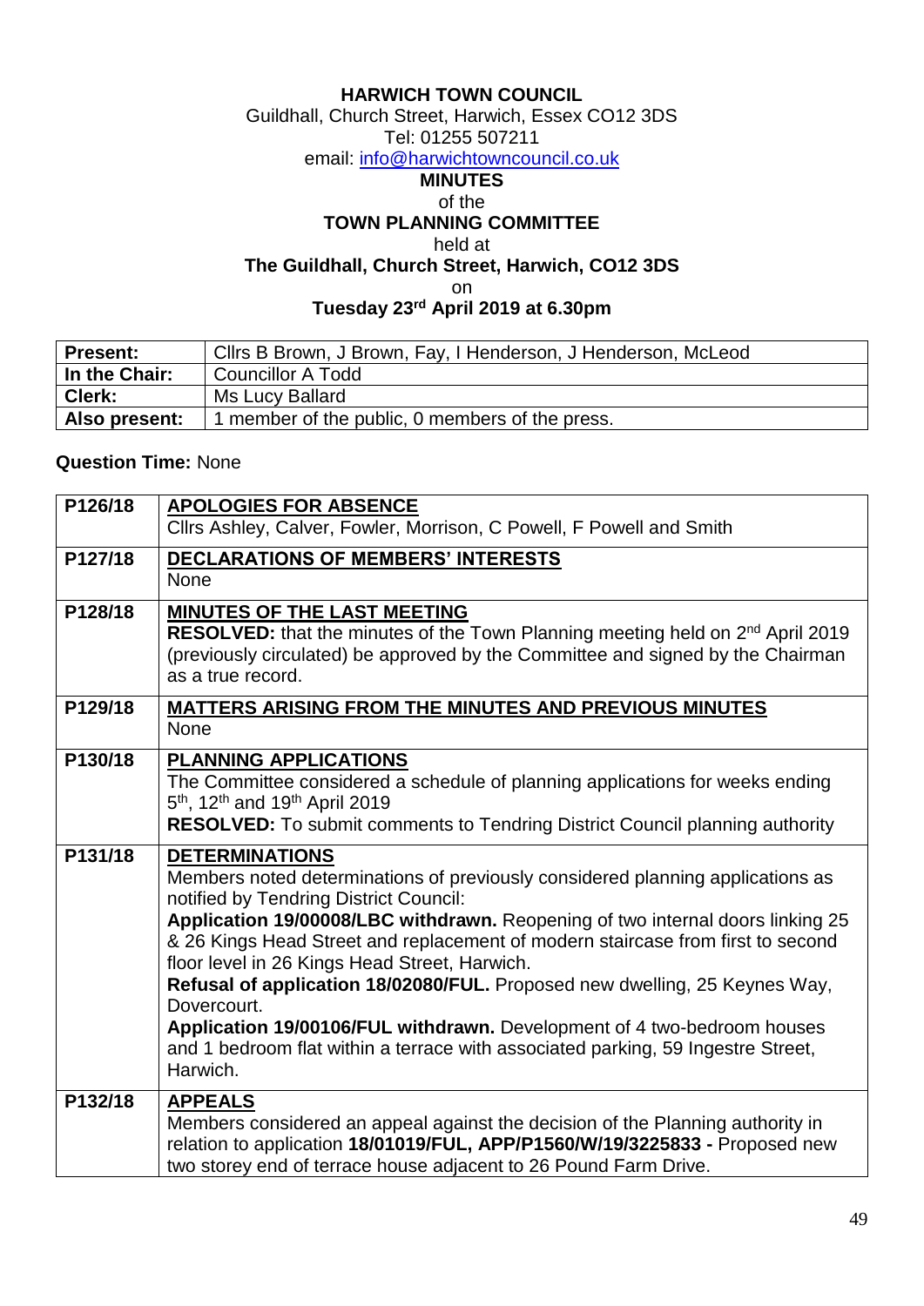**HARWICH TOWN COUNCIL**

Guildhall, Church Street, Harwich, Essex CO12 3DS

Tel: 01255 507211

email: info@harwichtowncouncil.co.uk

**MINUTES**

of the

**TOWN PLANNING COMMITTEE**

held at

**The Guildhall, Church Street, Harwich, CO12 3DS**

on

**Tuesday 23rd April 2019 at 6.30pm**

| **Present:** | Cllrs B Brown, J Brown, Fay, I Henderson, J Henderson, McLeod |
|---|---|
| **In the Chair:** | Councillor A Todd |
| **Clerk:** | Ms Lucy Ballard |
| **Also present:** | 1 member of the public, 0 members of the press. |

**Question Time:** None

| | |
|---|---|
| **P126/18** | **APOLOGIES FOR ABSENCE**<br>Cllrs Ashley, Calver, Fowler, Morrison, C Powell, F Powell and Smith |
| **P127/18** | **DECLARATIONS OF MEMBERS' INTERESTS**<br>None |
| **P128/18** | **MINUTES OF THE LAST MEETING**<br>**RESOLVED:** that the minutes of the Town Planning meeting held on 2nd April 2019 (previously circulated) be approved by the Committee and signed by the Chairman as a true record. |
| **P129/18** | **MATTERS ARISING FROM THE MINUTES AND PREVIOUS MINUTES**<br>None |
| **P130/18** | **PLANNING APPLICATIONS**<br>The Committee considered a schedule of planning applications for weeks ending 5th, 12th and 19th April 2019<br>**RESOLVED:** To submit comments to Tendring District Council planning authority |
| **P131/18** | **DETERMINATIONS**<br>Members noted determinations of previously considered planning applications as notified by Tendring District Council:<br>**Application 19/00008/LBC withdrawn.** Reopening of two internal doors linking 25 & 26 Kings Head Street and replacement of modern staircase from first to second floor level in 26 Kings Head Street, Harwich.<br>**Refusal of application 18/02080/FUL.** Proposed new dwelling, 25 Keynes Way, Dovercourt.<br>**Application 19/00106/FUL withdrawn.** Development of 4 two-bedroom houses and 1 bedroom flat within a terrace with associated parking, 59 Ingestre Street, Harwich. |
| **P132/18** | **APPEALS**<br>Members considered an appeal against the decision of the Planning authority in relation to application **18/01019/FUL, APP/P1560/W/19/3225833 -** Proposed new two storey end of terrace house adjacent to 26 Pound Farm Drive. |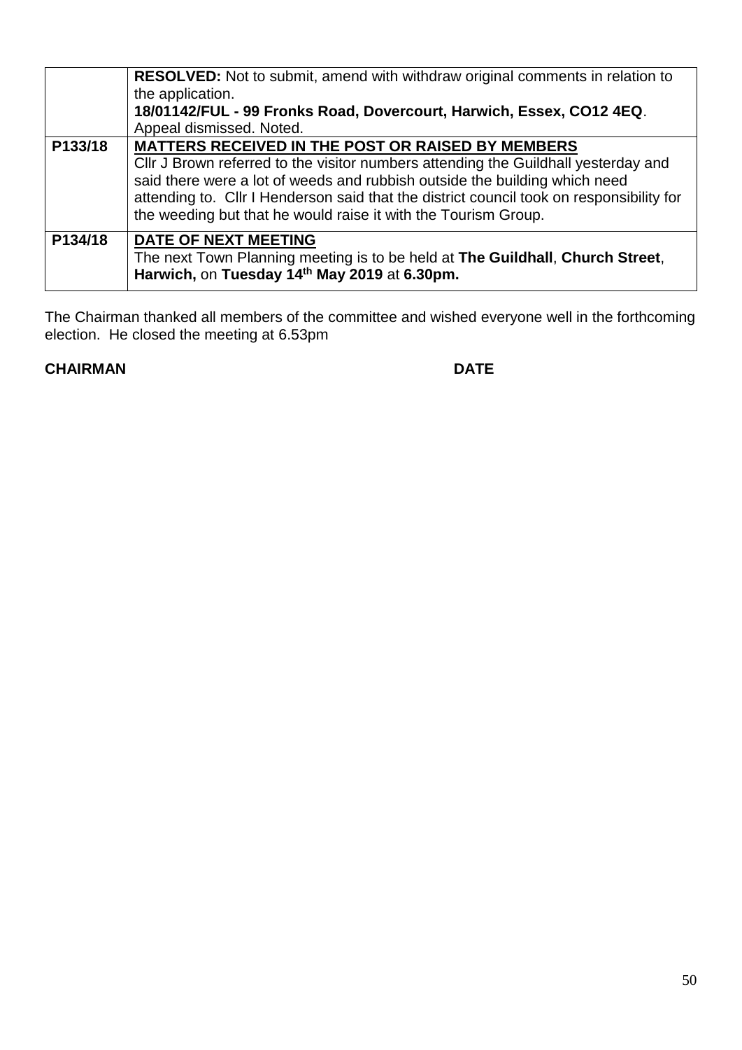| | |
|---|---|
| | **RESOLVED:** Not to submit, amend with withdraw original comments in relation to the application.<br>**18/01142/FUL - 99 Fronks Road, Dovercourt, Harwich, Essex, CO12 4EQ**.<br>Appeal dismissed. Noted. |
| **P133/18** | **MATTERS RECEIVED IN THE POST OR RAISED BY MEMBERS**<br>Cllr J Brown referred to the visitor numbers attending the Guildhall yesterday and said there were a lot of weeds and rubbish outside the building which need attending to. Cllr I Henderson said that the district council took on responsibility for the weeding but that he would raise it with the Tourism Group. |
| **P134/18** | **DATE OF NEXT MEETING**<br>The next Town Planning meeting is to be held at **The Guildhall**, **Church Street**, **Harwich,** on **Tuesday 14th May 2019** at **6.30pm.** |

The Chairman thanked all members of the committee and wished everyone well in the forthcoming election. He closed the meeting at 6.53pm

**CHAIRMAN** **DATE**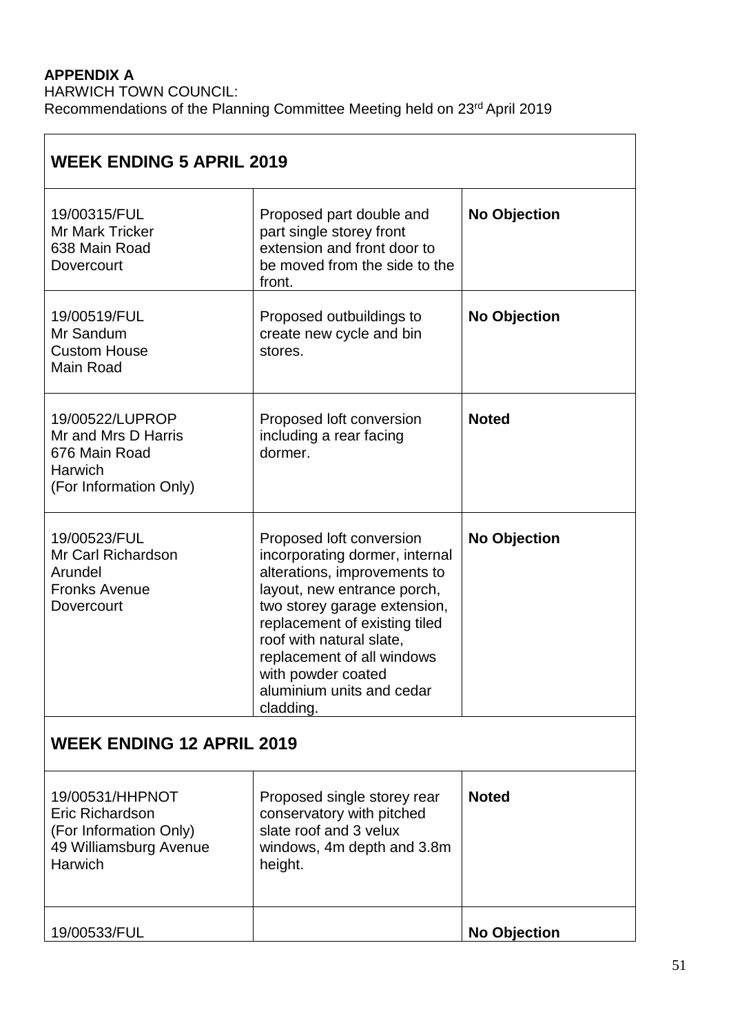**APPENDIX A**
HARWICH TOWN COUNCIL:
Recommendations of the Planning Committee Meeting held on 23rd April 2019

| **WEEK ENDING 5 APRIL 2019** | | |
|---|---|---|
| 19/00315/FUL<br>Mr Mark Tricker<br>638 Main Road<br>Dovercourt | Proposed part double and part single storey front extension and front door to be moved from the side to the front. | **No Objection** |
| 19/00519/FUL<br>Mr Sandum<br>Custom House<br>Main Road | Proposed outbuildings to create new cycle and bin stores. | **No Objection** |
| 19/00522/LUPROP<br>Mr and Mrs D Harris<br>676 Main Road<br>Harwich<br>(For Information Only) | Proposed loft conversion including a rear facing dormer. | **Noted** |
| 19/00523/FUL<br>Mr Carl Richardson<br>Arundel<br>Fronks Avenue<br>Dovercourt | Proposed loft conversion incorporating dormer, internal alterations, improvements to layout, new entrance porch, two storey garage extension, replacement of existing tiled roof with natural slate, replacement of all windows with powder coated aluminium units and cedar cladding. | **No Objection** |
| **WEEK ENDING 12 APRIL 2019** | | |
| 19/00531/HHPNOT<br>Eric Richardson<br>(For Information Only)<br>49 Williamsburg Avenue<br>Harwich | Proposed single storey rear conservatory with pitched slate roof and 3 velux windows, 4m depth and 3.8m height. | **Noted** |
| 19/00533/FUL | | **No Objection** |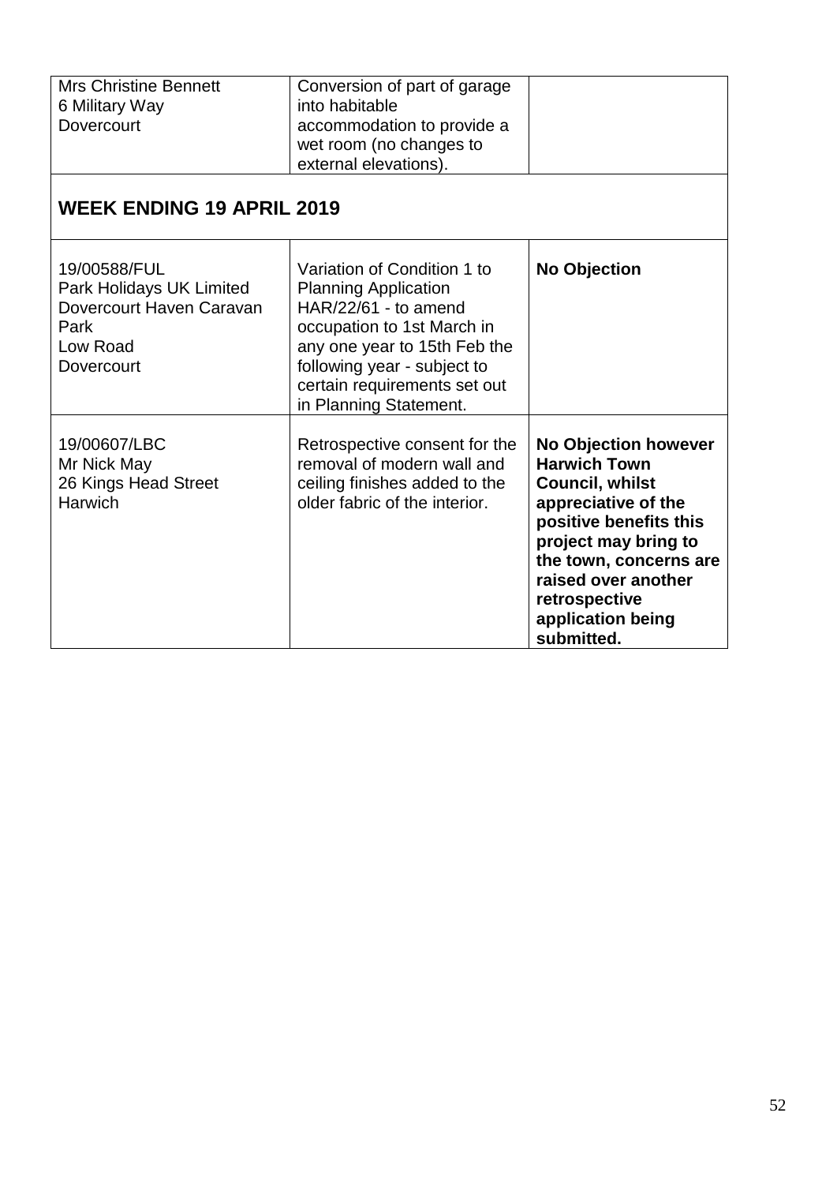| | | |
|---|---|---|
| Mrs Christine Bennett<br>6 Military Way<br>Dovercourt | Conversion of part of garage into habitable accommodation to provide a wet room (no changes to external elevations). | |
| **WEEK ENDING 19 APRIL 2019** | | |
| 19/00588/FUL<br>Park Holidays UK Limited<br>Dovercourt Haven Caravan Park<br>Low Road<br>Dovercourt | Variation of Condition 1 to Planning Application HAR/22/61 - to amend occupation to 1st March in any one year to 15th Feb the following year - subject to certain requirements set out in Planning Statement. | **No Objection** |
| 19/00607/LBC<br>Mr Nick May<br>26 Kings Head Street<br>Harwich | Retrospective consent for the removal of modern wall and ceiling finishes added to the older fabric of the interior. | **No Objection however Harwich Town Council, whilst appreciative of the positive benefits this project may bring to the town, concerns are raised over another retrospective application being submitted.** |